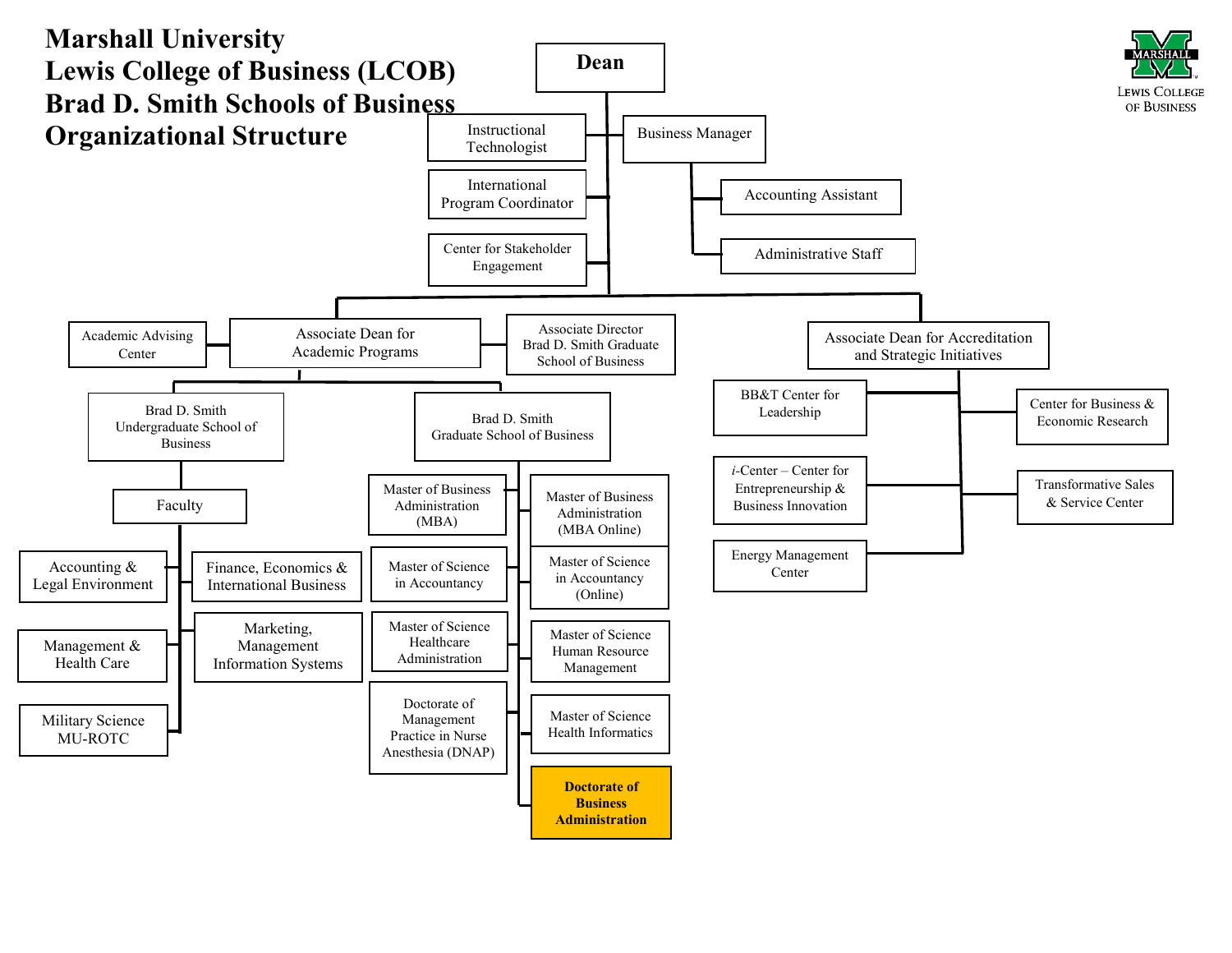# Marshall University
# Lewis College of Business (LCOB)
# Brad D. Smith Schools of Business
# Organizational Structure

- **Dean**
  - Instructional Technologist
  - International Program Coordinator
  - Center for Stakeholder Engagement
  - Business Manager
    - Accounting Assistant
    - Administrative Staff
  - Associate Dean for Academic Programs
    - Academic Advising Center
    - Associate Director Brad D. Smith Graduate School of Business
    - Brad D. Smith Undergraduate School of Business
      - Faculty
        - Accounting & Legal Environment
        - Finance, Economics & International Business
        - Management & Health Care
        - Marketing, Management Information Systems
        - Military Science MU-ROTC
    - Brad D. Smith Graduate School of Business
      - Master of Business Administration (MBA)
      - Master of Business Administration (MBA Online)
      - Master of Science in Accountancy
      - Master of Science in Accountancy (Online)
      - Master of Science Healthcare Administration
      - Master of Science Human Resource Management
      - Doctorate of Management Practice in Nurse Anesthesia (DNAP)
      - Master of Science Health Informatics
      - **Doctorate of Business Administration**
  - Associate Dean for Accreditation and Strategic Initiatives
    - BB&T Center for Leadership
    - Center for Business & Economic Research
    - *i*-Center – Center for Entrepreneurship & Business Innovation
    - Transformative Sales & Service Center
    - Energy Management Center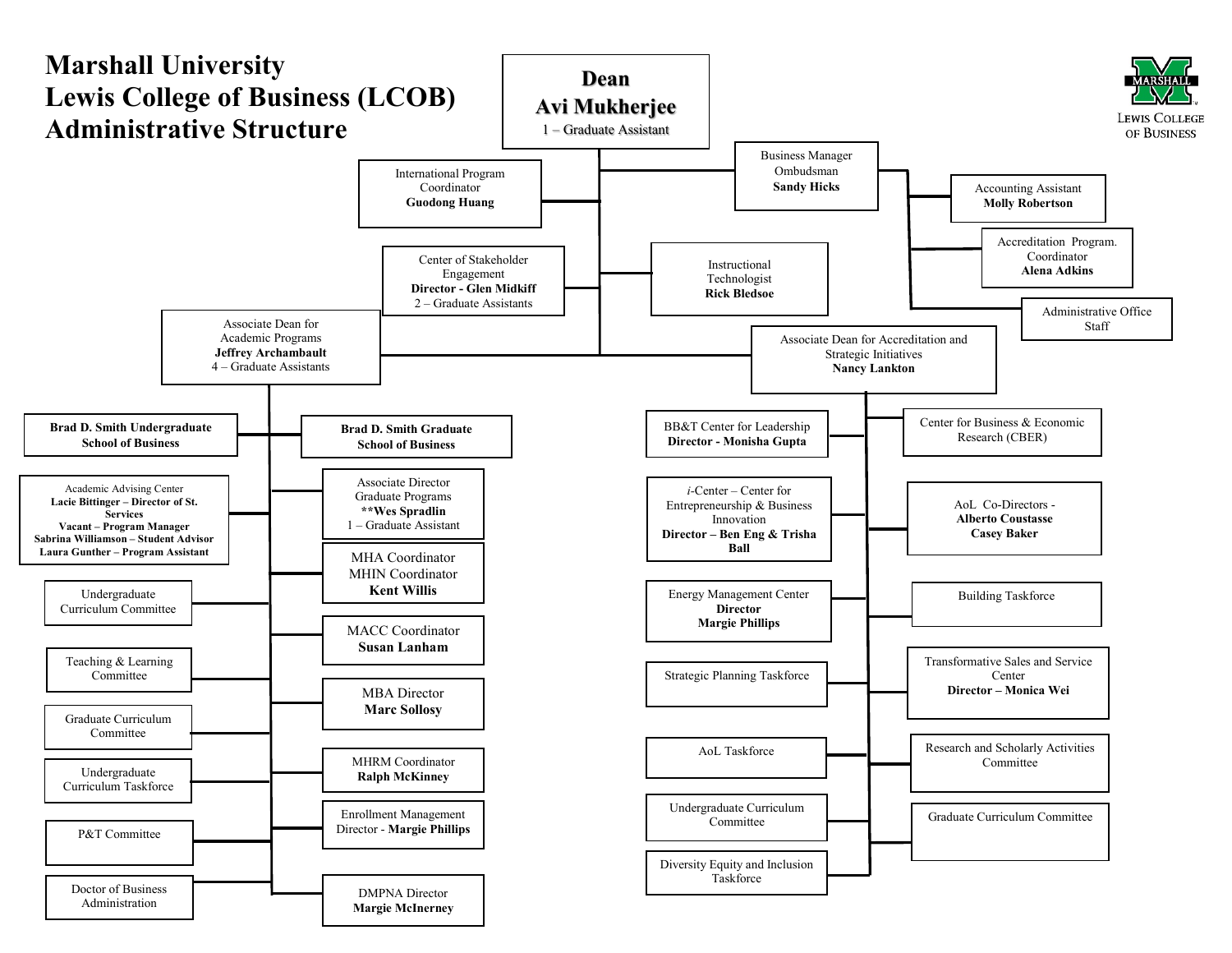# Marshall University Lewis College of Business (LCOB) Administrative Structure

MARSHALL
LEWIS COLLEGE OF BUSINESS

## Dean
**Avi Mukherjee**
1 – Graduate Assistant

### Reporting to the Dean

- International Program Coordinator – **Guodong Huang**
- Center of Stakeholder Engagement – **Director - Glen Midkiff**, 2 – Graduate Assistants
- Instructional Technologist – **Rick Bledsoe**
- Business Manager / Ombudsman – **Sandy Hicks**
  - Accounting Assistant – **Molly Robertson**
  - Accreditation Program. Coordinator – **Alena Adkins**
  - Administrative Office Staff
- Associate Dean for Academic Programs – **Jeffrey Archambault**, 4 – Graduate Assistants
- Associate Dean for Accreditation and Strategic Initiatives – **Nancy Lankton**

### Associate Dean for Academic Programs – Jeffrey Archambault

- **Brad D. Smith Undergraduate School of Business**
- **Brad D. Smith Graduate School of Business**
- Academic Advising Center
  - **Lacie Bittinger – Director of St. Services**
  - **Vacant – Program Manager**
  - **Sabrina Williamson – Student Advisor**
  - **Laura Gunther – Program Assistant**
- Associate Director Graduate Programs – **\*\*Wes Spradlin**, 1 – Graduate Assistant
- MHA Coordinator / MHIN Coordinator – **Kent Willis**
- Undergraduate Curriculum Committee
- MACC Coordinator – **Susan Lanham**
- Teaching & Learning Committee
- MBA Director – **Marc Sollosy**
- Graduate Curriculum Committee
- MHRM Coordinator – **Ralph McKinney**
- Undergraduate Curriculum Taskforce
- Enrollment Management Director - **Margie Phillips**
- P&T Committee
- Doctor of Business Administration
- DMPNA Director – **Margie McInerney**

### Associate Dean for Accreditation and Strategic Initiatives – Nancy Lankton

- BB&T Center for Leadership – **Director - Monisha Gupta**
- Center for Business & Economic Research (CBER)
- *i*-Center – Center for Entrepreneurship & Business Innovation – **Director – Ben Eng & Trisha Ball**
- AoL Co-Directors - **Alberto Coustasse**, **Casey Baker**
- Energy Management Center – **Director Margie Phillips**
- Building Taskforce
- Strategic Planning Taskforce
- Transformative Sales and Service Center – **Director – Monica Wei**
- AoL Taskforce
- Research and Scholarly Activities Committee
- Undergraduate Curriculum Committee
- Graduate Curriculum Committee
- Diversity Equity and Inclusion Taskforce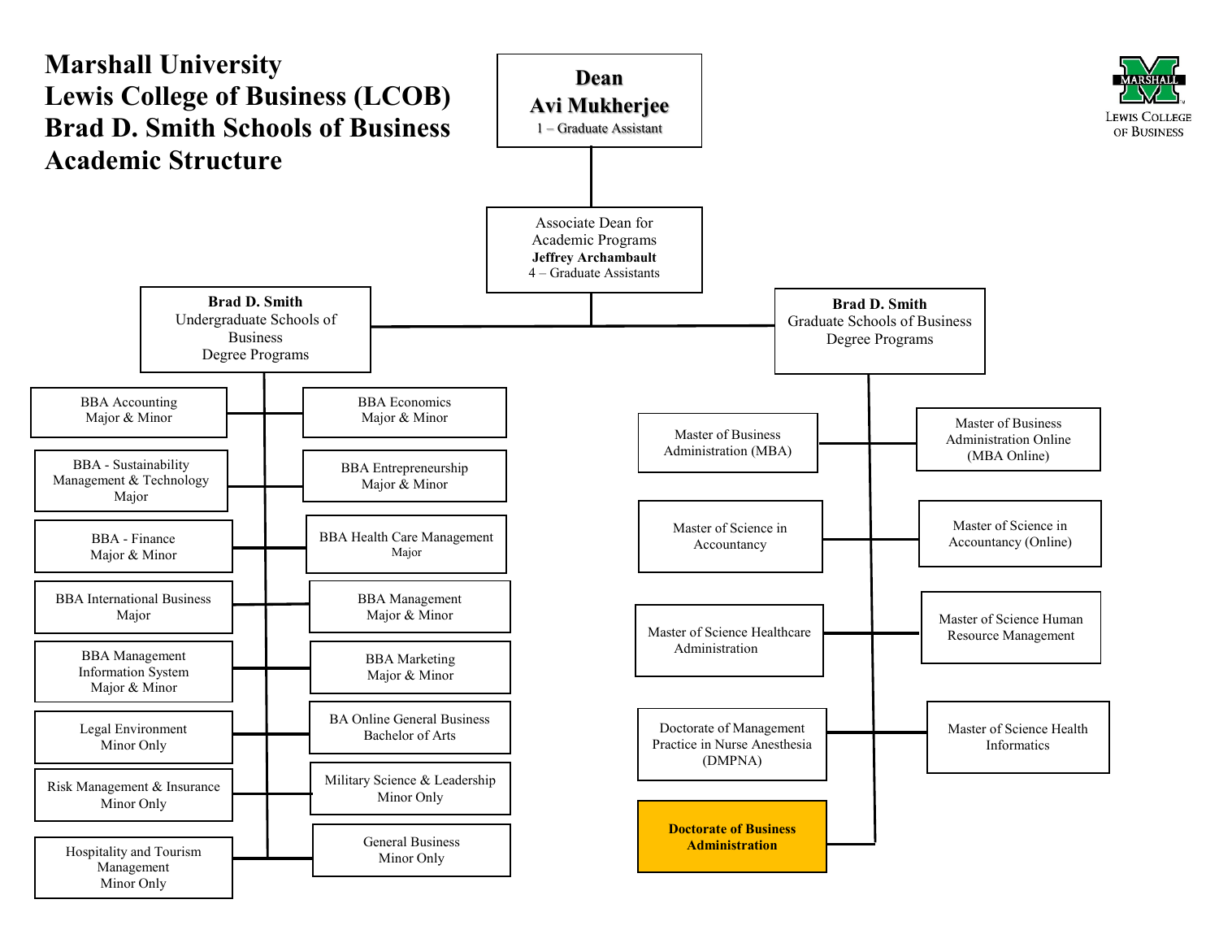# Marshall University
# Lewis College of Business (LCOB)
# Brad D. Smith Schools of Business
# Academic Structure

MARSHALL
LEWIS COLLEGE OF BUSINESS

**Dean**
**Avi Mukherjee**
1 – Graduate Assistant

Associate Dean for Academic Programs
**Jeffrey Archambault**
4 – Graduate Assistants

## Brad D. Smith Undergraduate Schools of Business Degree Programs

- BBA Accounting Major & Minor
- BBA Economics Major & Minor
- BBA - Sustainability Management & Technology Major
- BBA Entrepreneurship Major & Minor
- BBA - Finance Major & Minor
- BBA Health Care Management Major
- BBA International Business Major
- BBA Management Major & Minor
- BBA Management Information System Major & Minor
- BBA Marketing Major & Minor
- Legal Environment Minor Only
- BA Online General Business Bachelor of Arts
- Risk Management & Insurance Minor Only
- Military Science & Leadership Minor Only
- Hospitality and Tourism Management Minor Only
- General Business Minor Only

## Brad D. Smith Graduate Schools of Business Degree Programs

- Master of Business Administration (MBA)
- Master of Business Administration Online (MBA Online)
- Master of Science in Accountancy
- Master of Science in Accountancy (Online)
- Master of Science Healthcare Administration
- Master of Science Human Resource Management
- Doctorate of Management Practice in Nurse Anesthesia (DMPNA)
- Master of Science Health Informatics
- **Doctorate of Business Administration**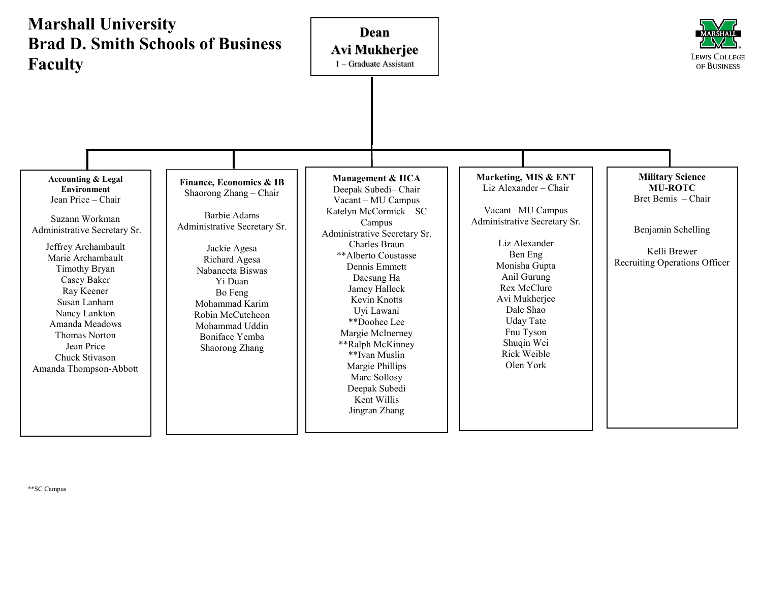# Marshall University
# Brad D. Smith Schools of Business
# Faculty

**Dean**
**Avi Mukherjee**
1 – Graduate Assistant

MARSHALL
LEWIS COLLEGE OF BUSINESS

---

### Accounting & Legal Environment

Jean Price – Chair

Suzann Workman
Administrative Secretary Sr.

- Jeffrey Archambault
- Marie Archambault
- Timothy Bryan
- Casey Baker
- Ray Keener
- Susan Lanham
- Nancy Lankton
- Amanda Meadows
- Thomas Norton
- Jean Price
- Chuck Stivason
- Amanda Thompson-Abbott

### Finance, Economics & IB

Shaorong Zhang – Chair

Barbie Adams
Administrative Secretary Sr.

- Jackie Agesa
- Richard Agesa
- Nabaneeta Biswas
- Yi Duan
- Bo Feng
- Mohammad Karim
- Robin McCutcheon
- Mohammad Uddin
- Boniface Yemba
- Shaorong Zhang

### Management & HCA

Deepak Subedi– Chair

Vacant – MU Campus
Katelyn McCormick – SC Campus
Administrative Secretary Sr.

- Charles Braun
- **Alberto Coustasse
- Dennis Emmett
- Daesung Ha
- Jamey Halleck
- Kevin Knotts
- Uyi Lawani
- **Doohee Lee
- Margie McInerney
- **Ralph McKinney
- **Ivan Muslin
- Margie Phillips
- Marc Sollosy
- Deepak Subedi
- Kent Willis
- Jingran Zhang

### Marketing, MIS & ENT

Liz Alexander – Chair

Vacant– MU Campus
Administrative Secretary Sr.

- Liz Alexander
- Ben Eng
- Monisha Gupta
- Anil Gurung
- Rex McClure
- Avi Mukherjee
- Dale Shao
- Uday Tate
- Fnu Tyson
- Shuqin Wei
- Rick Weible
- Olen York

### Military Science MU-ROTC

Bret Bemis – Chair

Benjamin Schelling

Kelli Brewer
Recruiting Operations Officer

---

**SC Campus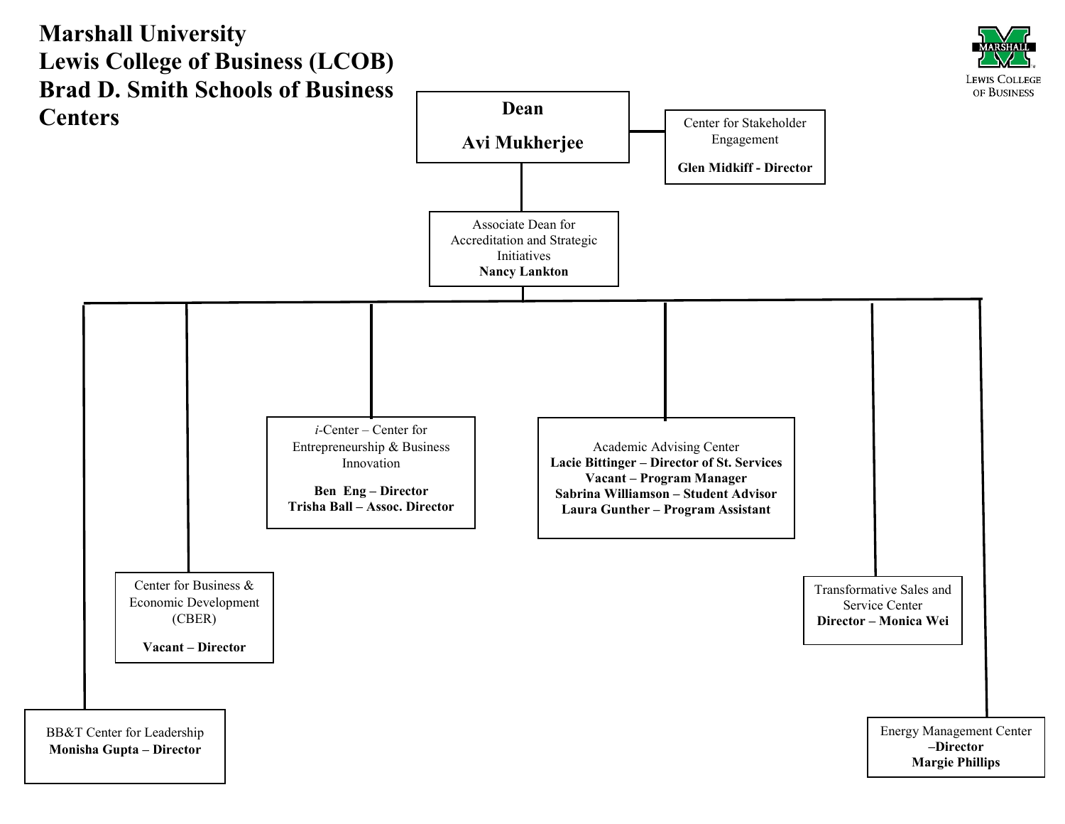# Marshall University
# Lewis College of Business (LCOB)
# Brad D. Smith Schools of Business
# Centers

**Dean**

**Avi Mukherjee**

Center for Stakeholder Engagement

**Glen Midkiff - Director**

Associate Dean for Accreditation and Strategic Initiatives
**Nancy Lankton**

*i*-Center – Center for Entrepreneurship & Business Innovation

**Ben Eng – Director**
**Trisha Ball – Assoc. Director**

Academic Advising Center
**Lacie Bittinger – Director of St. Services**
**Vacant – Program Manager**
**Sabrina Williamson – Student Advisor**
**Laura Gunther – Program Assistant**

Center for Business & Economic Development (CBER)

**Vacant – Director**

Transformative Sales and Service Center
**Director – Monica Wei**

BB&T Center for Leadership
**Monisha Gupta – Director**

Energy Management Center
**–Director**
**Margie Phillips**